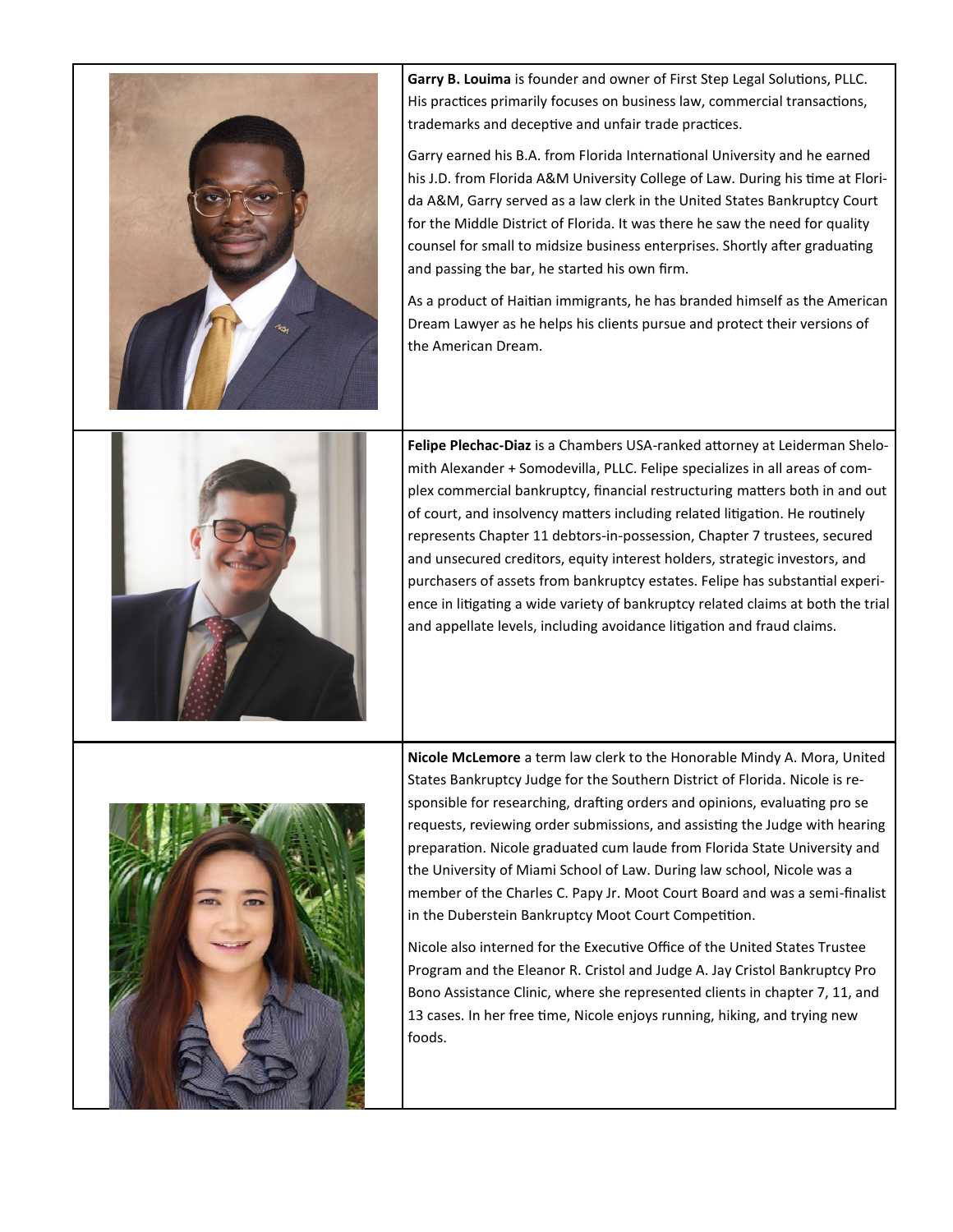**Garry B. Louima** is founder and owner of First Step Legal Solutions, PLLC. His practices primarily focuses on business law, commercial transactions, trademarks and deceptive and unfair trade practices.

Garry earned his B.A. from Florida International University and he earned his J.D. from Florida A&M University College of Law. During his time at Florida A&M, Garry served as a law clerk in the United States Bankruptcy Court for the Middle District of Florida. It was there he saw the need for quality counsel for small to midsize business enterprises. Shortly after graduating and passing the bar, he started his own firm.

As a product of Haitian immigrants, he has branded himself as the American Dream Lawyer as he helps his clients pursue and protect their versions of the American Dream.

**Felipe Plechac-Diaz** is a Chambers USA-ranked attorney at Leiderman Shelomith Alexander + Somodevilla, PLLC. Felipe specializes in all areas of complex commercial bankruptcy, financial restructuring matters both in and out of court, and insolvency matters including related litigation. He routinely represents Chapter 11 debtors-in-possession, Chapter 7 trustees, secured and unsecured creditors, equity interest holders, strategic investors, and purchasers of assets from bankruptcy estates. Felipe has substantial experience in litigating a wide variety of bankruptcy related claims at both the trial and appellate levels, including avoidance litigation and fraud claims.

**Nicole McLemore** a term law clerk to the Honorable Mindy A. Mora, United States Bankruptcy Judge for the Southern District of Florida. Nicole is responsible for researching, drafting orders and opinions, evaluating pro se requests, reviewing order submissions, and assisting the Judge with hearing preparation. Nicole graduated cum laude from Florida State University and the University of Miami School of Law. During law school, Nicole was a member of the Charles C. Papy Jr. Moot Court Board and was a semi-finalist in the Duberstein Bankruptcy Moot Court Competition.

Nicole also interned for the Executive Office of the United States Trustee Program and the Eleanor R. Cristol and Judge A. Jay Cristol Bankruptcy Pro Bono Assistance Clinic, where she represented clients in chapter 7, 11, and 13 cases. In her free time, Nicole enjoys running, hiking, and trying new foods.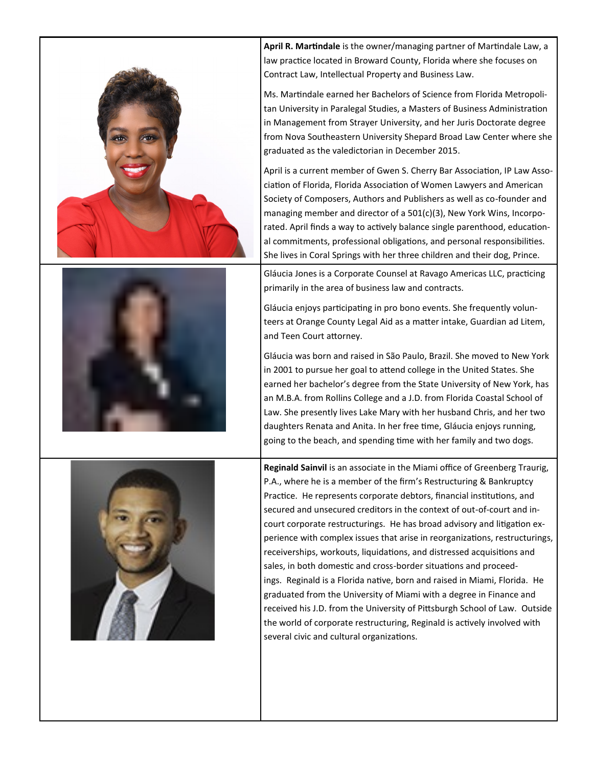**April R. Martindale** is the owner/managing partner of Martindale Law, a law practice located in Broward County, Florida where she focuses on Contract Law, Intellectual Property and Business Law.

Ms. Martindale earned her Bachelors of Science from Florida Metropolitan University in Paralegal Studies, a Masters of Business Administration in Management from Strayer University, and her Juris Doctorate degree from Nova Southeastern University Shepard Broad Law Center where she graduated as the valedictorian in December 2015.

April is a current member of Gwen S. Cherry Bar Association, IP Law Association of Florida, Florida Association of Women Lawyers and American Society of Composers, Authors and Publishers as well as co-founder and managing member and director of a 501(c)(3), New York Wins, Incorporated. April finds a way to actively balance single parenthood, educational commitments, professional obligations, and personal responsibilities. She lives in Coral Springs with her three children and their dog, Prince.

Gláucia Jones is a Corporate Counsel at Ravago Americas LLC, practicing primarily in the area of business law and contracts.

Gláucia enjoys participating in pro bono events. She frequently volunteers at Orange County Legal Aid as a matter intake, Guardian ad Litem, and Teen Court attorney.

Gláucia was born and raised in São Paulo, Brazil. She moved to New York in 2001 to pursue her goal to attend college in the United States. She earned her bachelor's degree from the State University of New York, has an M.B.A. from Rollins College and a J.D. from Florida Coastal School of Law. She presently lives Lake Mary with her husband Chris, and her two daughters Renata and Anita. In her free time, Gláucia enjoys running, going to the beach, and spending time with her family and two dogs.

**Reginald Sainvil** is an associate in the Miami office of Greenberg Traurig, P.A., where he is a member of the firm's Restructuring & Bankruptcy Practice. He represents corporate debtors, financial institutions, and secured and unsecured creditors in the context of out-of-court and in-court corporate restructurings. He has broad advisory and litigation experience with complex issues that arise in reorganizations, restructurings, receiverships, workouts, liquidations, and distressed acquisitions and sales, in both domestic and cross-border situations and proceedings. Reginald is a Florida native, born and raised in Miami, Florida. He graduated from the University of Miami with a degree in Finance and received his J.D. from the University of Pittsburgh School of Law. Outside the world of corporate restructuring, Reginald is actively involved with several civic and cultural organizations.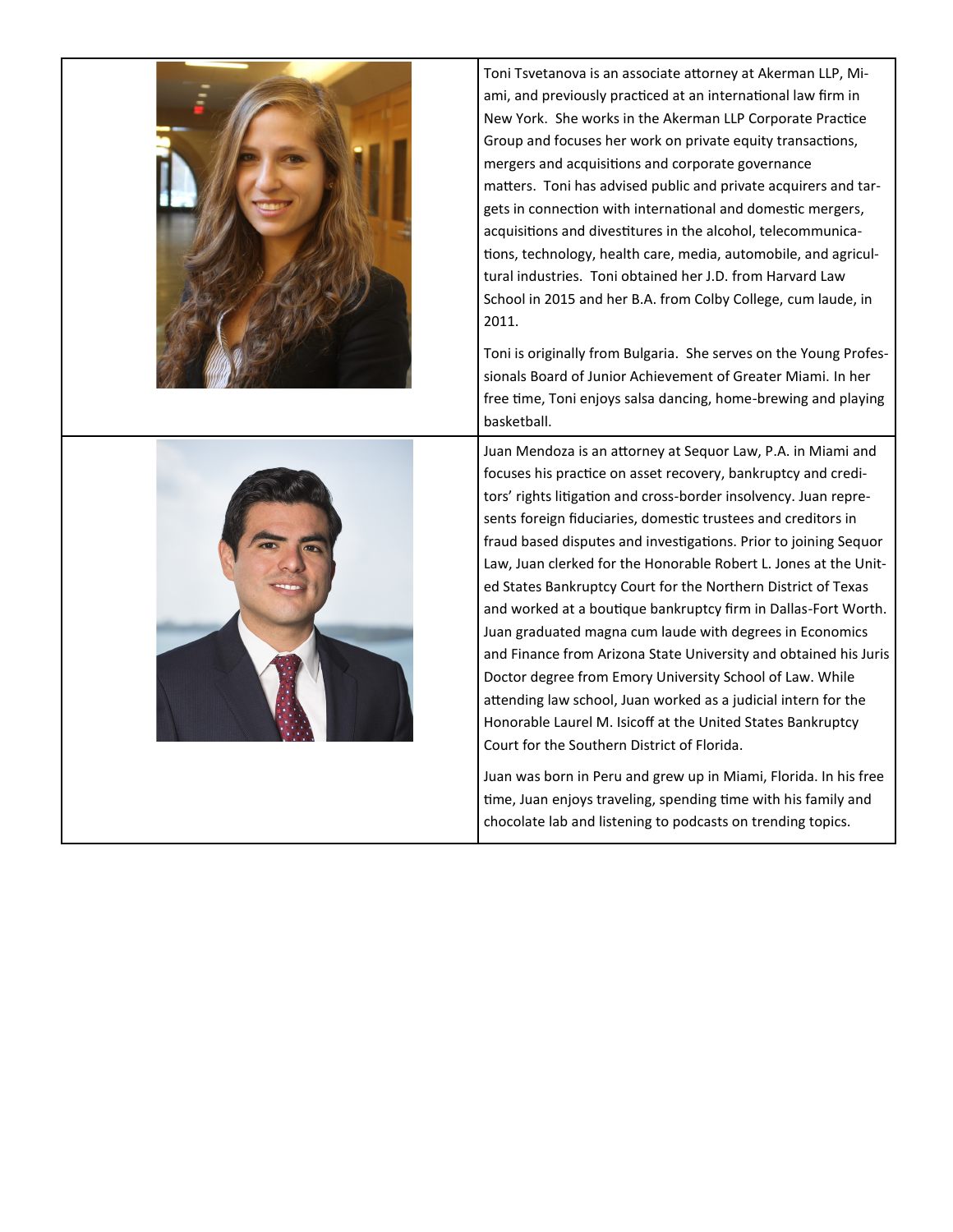Toni Tsvetanova is an associate attorney at Akerman LLP, Miami, and previously practiced at an international law firm in New York. She works in the Akerman LLP Corporate Practice Group and focuses her work on private equity transactions, mergers and acquisitions and corporate governance matters. Toni has advised public and private acquirers and targets in connection with international and domestic mergers, acquisitions and divestitures in the alcohol, telecommunications, technology, health care, media, automobile, and agricultural industries. Toni obtained her J.D. from Harvard Law School in 2015 and her B.A. from Colby College, cum laude, in 2011.

Toni is originally from Bulgaria. She serves on the Young Professionals Board of Junior Achievement of Greater Miami. In her free time, Toni enjoys salsa dancing, home-brewing and playing basketball.

Juan Mendoza is an attorney at Sequor Law, P.A. in Miami and focuses his practice on asset recovery, bankruptcy and creditors' rights litigation and cross-border insolvency. Juan represents foreign fiduciaries, domestic trustees and creditors in fraud based disputes and investigations. Prior to joining Sequor Law, Juan clerked for the Honorable Robert L. Jones at the United States Bankruptcy Court for the Northern District of Texas and worked at a boutique bankruptcy firm in Dallas-Fort Worth. Juan graduated magna cum laude with degrees in Economics and Finance from Arizona State University and obtained his Juris Doctor degree from Emory University School of Law. While attending law school, Juan worked as a judicial intern for the Honorable Laurel M. Isicoff at the United States Bankruptcy Court for the Southern District of Florida.

Juan was born in Peru and grew up in Miami, Florida. In his free time, Juan enjoys traveling, spending time with his family and chocolate lab and listening to podcasts on trending topics.